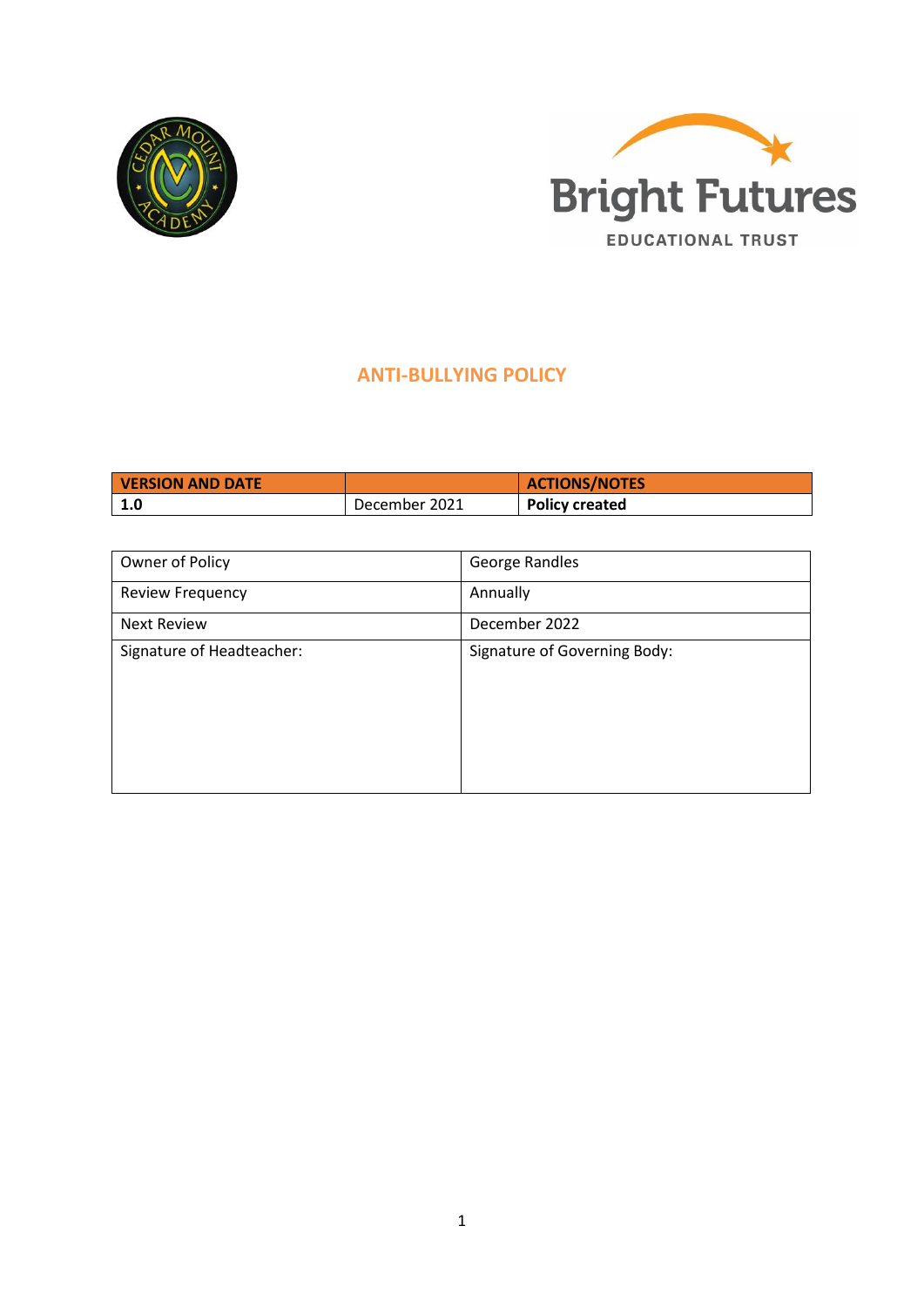# ANTI-BULLYING POLICY

| VERSION AND DATE | | ACTIONS/NOTES |
|---|---|---|
| **1.0** | December 2021 | **Policy created** |

| Owner of Policy | George Randles |
|---|---|
| Review Frequency | Annually |
| Next Review | December 2022 |
| Signature of Headteacher: | Signature of Governing Body: |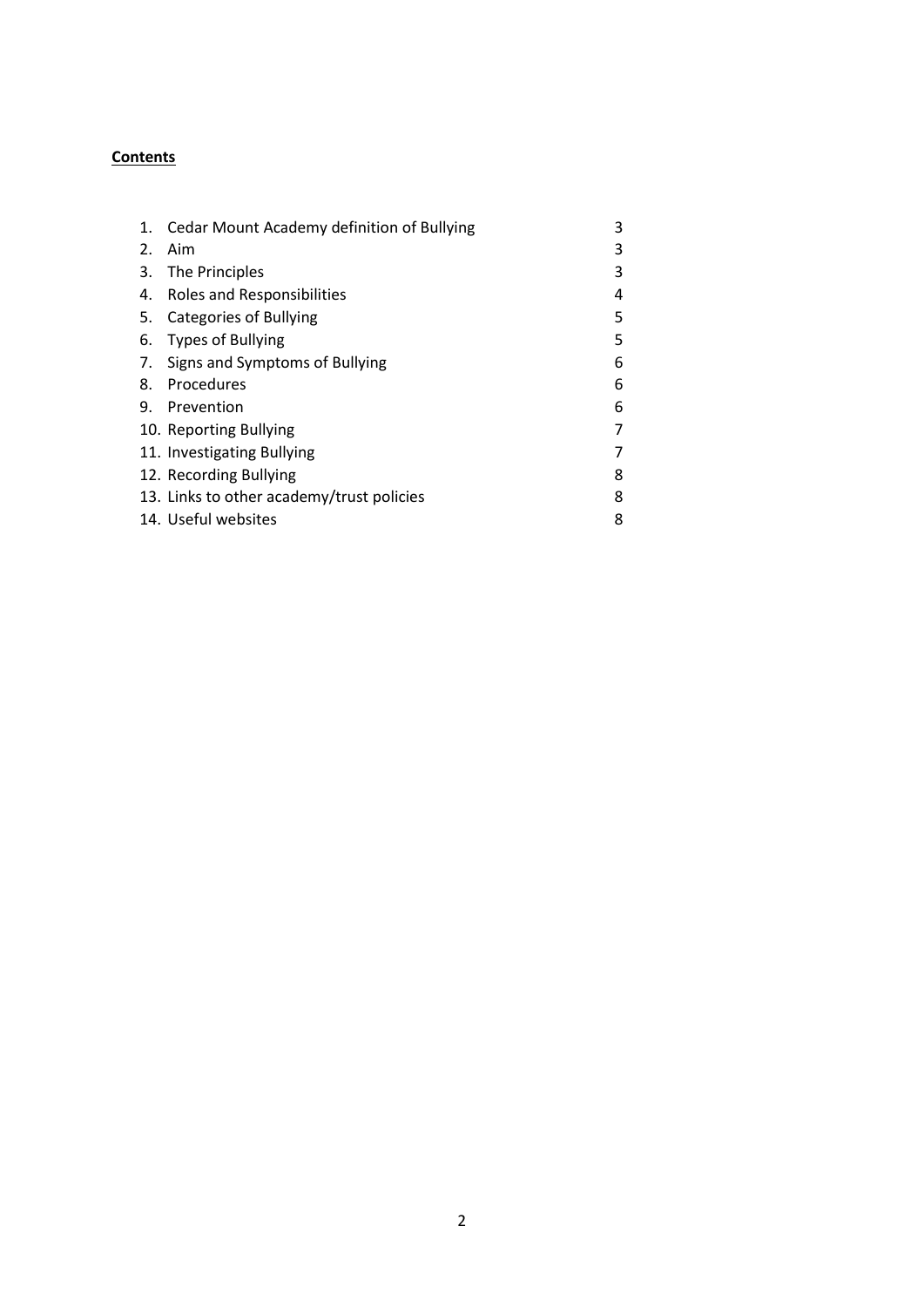**Contents**

| | | |
|---|---|---|
| 1. | Cedar Mount Academy definition of Bullying | 3 |
| 2. | Aim | 3 |
| 3. | The Principles | 3 |
| 4. | Roles and Responsibilities | 4 |
| 5. | Categories of Bullying | 5 |
| 6. | Types of Bullying | 5 |
| 7. | Signs and Symptoms of Bullying | 6 |
| 8. | Procedures | 6 |
| 9. | Prevention | 6 |
| 10. | Reporting Bullying | 7 |
| 11. | Investigating Bullying | 7 |
| 12. | Recording Bullying | 8 |
| 13. | Links to other academy/trust policies | 8 |
| 14. | Useful websites | 8 |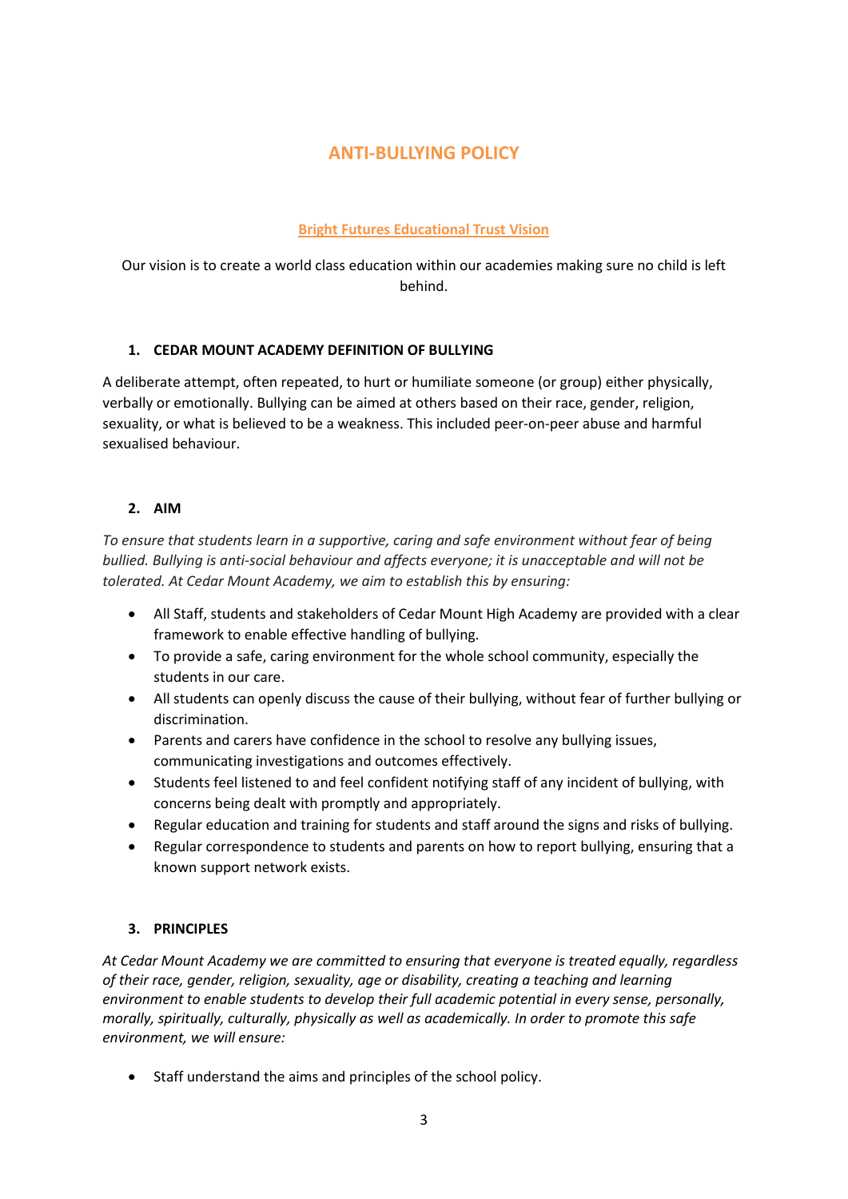# ANTI-BULLYING POLICY

**Bright Futures Educational Trust Vision**

Our vision is to create a world class education within our academies making sure no child is left behind.

## 1. CEDAR MOUNT ACADEMY DEFINITION OF BULLYING

A deliberate attempt, often repeated, to hurt or humiliate someone (or group) either physically, verbally or emotionally. Bullying can be aimed at others based on their race, gender, religion, sexuality, or what is believed to be a weakness. This included peer-on-peer abuse and harmful sexualised behaviour.

## 2. AIM

*To ensure that students learn in a supportive, caring and safe environment without fear of being bullied. Bullying is anti-social behaviour and affects everyone; it is unacceptable and will not be tolerated. At Cedar Mount Academy, we aim to establish this by ensuring:*

- All Staff, students and stakeholders of Cedar Mount High Academy are provided with a clear framework to enable effective handling of bullying.
- To provide a safe, caring environment for the whole school community, especially the students in our care.
- All students can openly discuss the cause of their bullying, without fear of further bullying or discrimination.
- Parents and carers have confidence in the school to resolve any bullying issues, communicating investigations and outcomes effectively.
- Students feel listened to and feel confident notifying staff of any incident of bullying, with concerns being dealt with promptly and appropriately.
- Regular education and training for students and staff around the signs and risks of bullying.
- Regular correspondence to students and parents on how to report bullying, ensuring that a known support network exists.

## 3. PRINCIPLES

*At Cedar Mount Academy we are committed to ensuring that everyone is treated equally, regardless of their race, gender, religion, sexuality, age or disability, creating a teaching and learning environment to enable students to develop their full academic potential in every sense, personally, morally, spiritually, culturally, physically as well as academically. In order to promote this safe environment, we will ensure:*

- Staff understand the aims and principles of the school policy.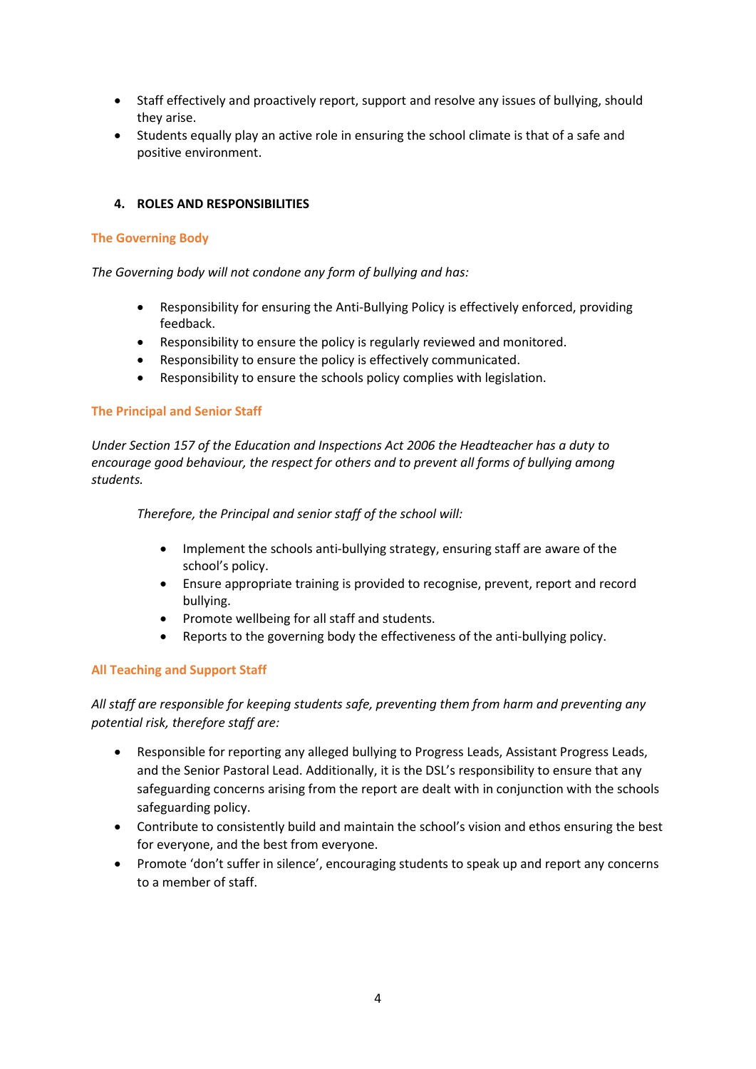- Staff effectively and proactively report, support and resolve any issues of bullying, should they arise.
- Students equally play an active role in ensuring the school climate is that of a safe and positive environment.

## 4. ROLES AND RESPONSIBILITIES

### The Governing Body

*The Governing body will not condone any form of bullying and has:*

- Responsibility for ensuring the Anti-Bullying Policy is effectively enforced, providing feedback.
- Responsibility to ensure the policy is regularly reviewed and monitored.
- Responsibility to ensure the policy is effectively communicated.
- Responsibility to ensure the schools policy complies with legislation.

### The Principal and Senior Staff

*Under Section 157 of the Education and Inspections Act 2006 the Headteacher has a duty to encourage good behaviour, the respect for others and to prevent all forms of bullying among students.*

*Therefore, the Principal and senior staff of the school will:*

- Implement the schools anti-bullying strategy, ensuring staff are aware of the school's policy.
- Ensure appropriate training is provided to recognise, prevent, report and record bullying.
- Promote wellbeing for all staff and students.
- Reports to the governing body the effectiveness of the anti-bullying policy.

### All Teaching and Support Staff

*All staff are responsible for keeping students safe, preventing them from harm and preventing any potential risk, therefore staff are:*

- Responsible for reporting any alleged bullying to Progress Leads, Assistant Progress Leads, and the Senior Pastoral Lead. Additionally, it is the DSL's responsibility to ensure that any safeguarding concerns arising from the report are dealt with in conjunction with the schools safeguarding policy.
- Contribute to consistently build and maintain the school's vision and ethos ensuring the best for everyone, and the best from everyone.
- Promote 'don't suffer in silence', encouraging students to speak up and report any concerns to a member of staff.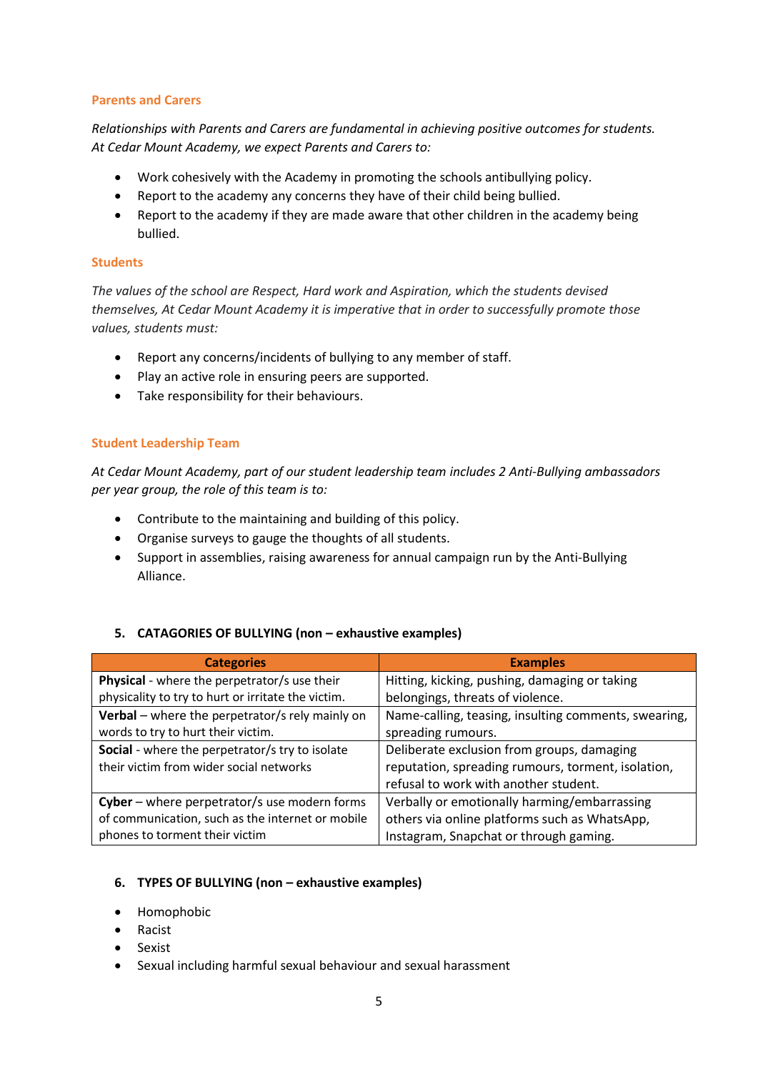### Parents and Carers

*Relationships with Parents and Carers are fundamental in achieving positive outcomes for students. At Cedar Mount Academy, we expect Parents and Carers to:*

- Work cohesively with the Academy in promoting the schools antibullying policy.
- Report to the academy any concerns they have of their child being bullied.
- Report to the academy if they are made aware that other children in the academy being bullied.

### Students

*The values of the school are Respect, Hard work and Aspiration, which the students devised themselves, At Cedar Mount Academy it is imperative that in order to successfully promote those values, students must:*

- Report any concerns/incidents of bullying to any member of staff.
- Play an active role in ensuring peers are supported.
- Take responsibility for their behaviours.

### Student Leadership Team

*At Cedar Mount Academy, part of our student leadership team includes 2 Anti-Bullying ambassadors per year group, the role of this team is to:*

- Contribute to the maintaining and building of this policy.
- Organise surveys to gauge the thoughts of all students.
- Support in assemblies, raising awareness for annual campaign run by the Anti-Bullying Alliance.

## 5. CATAGORIES OF BULLYING (non – exhaustive examples)

| Categories | Examples |
| --- | --- |
| **Physical** - where the perpetrator/s use their physicality to try to hurt or irritate the victim. | Hitting, kicking, pushing, damaging or taking belongings, threats of violence. |
| **Verbal** – where the perpetrator/s rely mainly on words to try to hurt their victim. | Name-calling, teasing, insulting comments, swearing, spreading rumours. |
| **Social** - where the perpetrator/s try to isolate their victim from wider social networks | Deliberate exclusion from groups, damaging reputation, spreading rumours, torment, isolation, refusal to work with another student. |
| **Cyber** – where perpetrator/s use modern forms of communication, such as the internet or mobile phones to torment their victim | Verbally or emotionally harming/embarrassing others via online platforms such as WhatsApp, Instagram, Snapchat or through gaming. |

## 6. TYPES OF BULLYING (non – exhaustive examples)

- Homophobic
- Racist
- Sexist
- Sexual including harmful sexual behaviour and sexual harassment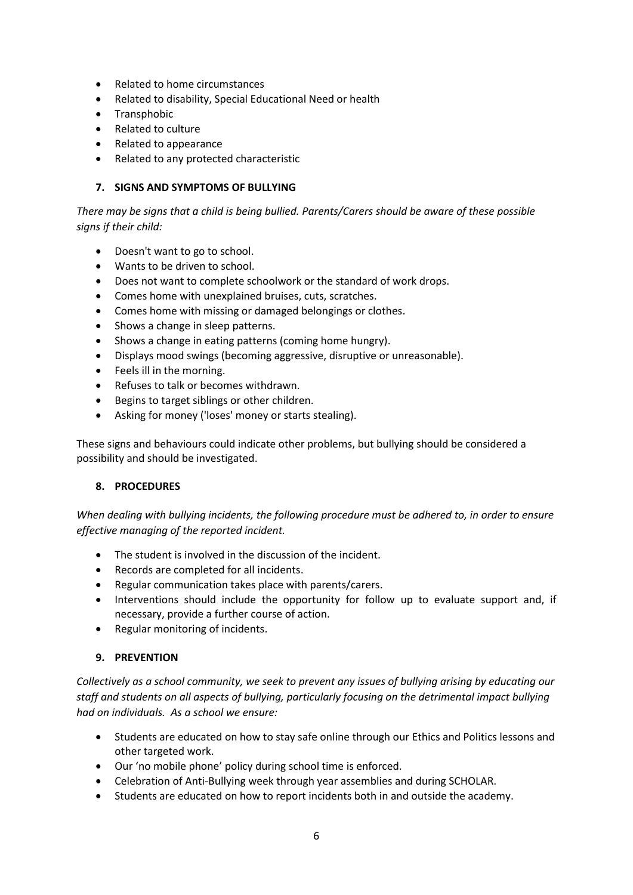- Related to home circumstances
- Related to disability, Special Educational Need or health
- Transphobic
- Related to culture
- Related to appearance
- Related to any protected characteristic

## 7. SIGNS AND SYMPTOMS OF BULLYING

*There may be signs that a child is being bullied. Parents/Carers should be aware of these possible signs if their child:*

- Doesn't want to go to school.
- Wants to be driven to school.
- Does not want to complete schoolwork or the standard of work drops.
- Comes home with unexplained bruises, cuts, scratches.
- Comes home with missing or damaged belongings or clothes.
- Shows a change in sleep patterns.
- Shows a change in eating patterns (coming home hungry).
- Displays mood swings (becoming aggressive, disruptive or unreasonable).
- Feels ill in the morning.
- Refuses to talk or becomes withdrawn.
- Begins to target siblings or other children.
- Asking for money ('loses' money or starts stealing).

These signs and behaviours could indicate other problems, but bullying should be considered a possibility and should be investigated.

## 8. PROCEDURES

*When dealing with bullying incidents, the following procedure must be adhered to, in order to ensure effective managing of the reported incident.*

- The student is involved in the discussion of the incident.
- Records are completed for all incidents.
- Regular communication takes place with parents/carers.
- Interventions should include the opportunity for follow up to evaluate support and, if necessary, provide a further course of action.
- Regular monitoring of incidents.

## 9. PREVENTION

*Collectively as a school community, we seek to prevent any issues of bullying arising by educating our staff and students on all aspects of bullying, particularly focusing on the detrimental impact bullying had on individuals. As a school we ensure:*

- Students are educated on how to stay safe online through our Ethics and Politics lessons and other targeted work.
- Our 'no mobile phone' policy during school time is enforced.
- Celebration of Anti-Bullying week through year assemblies and during SCHOLAR.
- Students are educated on how to report incidents both in and outside the academy.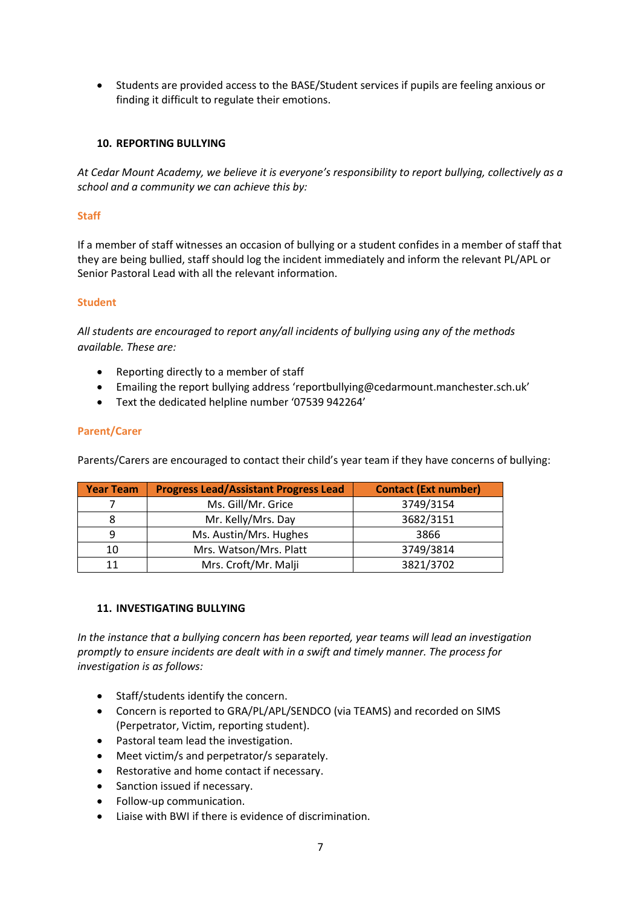- Students are provided access to the BASE/Student services if pupils are feeling anxious or finding it difficult to regulate their emotions.

## 10. REPORTING BULLYING

*At Cedar Mount Academy, we believe it is everyone's responsibility to report bullying, collectively as a school and a community we can achieve this by:*

### Staff

If a member of staff witnesses an occasion of bullying or a student confides in a member of staff that they are being bullied, staff should log the incident immediately and inform the relevant PL/APL or Senior Pastoral Lead with all the relevant information.

### Student

*All students are encouraged to report any/all incidents of bullying using any of the methods available. These are:*

- Reporting directly to a member of staff
- Emailing the report bullying address 'reportbullying@cedarmount.manchester.sch.uk'
- Text the dedicated helpline number '07539 942264'

### Parent/Carer

Parents/Carers are encouraged to contact their child's year team if they have concerns of bullying:

| Year Team | Progress Lead/Assistant Progress Lead | Contact (Ext number) |
|---|---|---|
| 7 | Ms. Gill/Mr. Grice | 3749/3154 |
| 8 | Mr. Kelly/Mrs. Day | 3682/3151 |
| 9 | Ms. Austin/Mrs. Hughes | 3866 |
| 10 | Mrs. Watson/Mrs. Platt | 3749/3814 |
| 11 | Mrs. Croft/Mr. Malji | 3821/3702 |

## 11. INVESTIGATING BULLYING

*In the instance that a bullying concern has been reported, year teams will lead an investigation promptly to ensure incidents are dealt with in a swift and timely manner. The process for investigation is as follows:*

- Staff/students identify the concern.
- Concern is reported to GRA/PL/APL/SENDCO (via TEAMS) and recorded on SIMS (Perpetrator, Victim, reporting student).
- Pastoral team lead the investigation.
- Meet victim/s and perpetrator/s separately.
- Restorative and home contact if necessary.
- Sanction issued if necessary.
- Follow-up communication.
- Liaise with BWI if there is evidence of discrimination.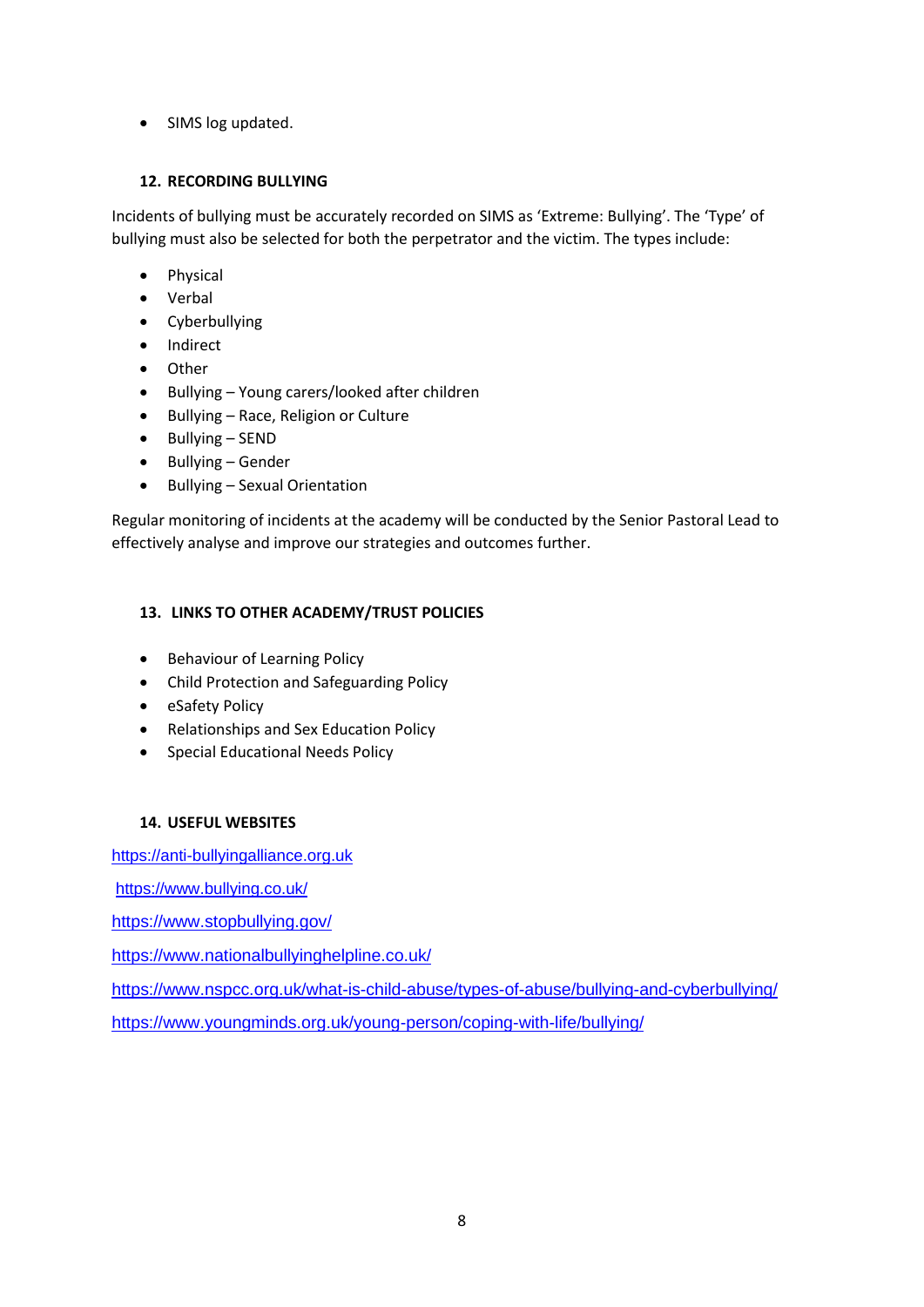- SIMS log updated.

## 12. RECORDING BULLYING

Incidents of bullying must be accurately recorded on SIMS as 'Extreme: Bullying'. The 'Type' of bullying must also be selected for both the perpetrator and the victim. The types include:

- Physical
- Verbal
- Cyberbullying
- Indirect
- Other
- Bullying – Young carers/looked after children
- Bullying – Race, Religion or Culture
- Bullying – SEND
- Bullying – Gender
- Bullying – Sexual Orientation

Regular monitoring of incidents at the academy will be conducted by the Senior Pastoral Lead to effectively analyse and improve our strategies and outcomes further.

## 13. LINKS TO OTHER ACADEMY/TRUST POLICIES

- Behaviour of Learning Policy
- Child Protection and Safeguarding Policy
- eSafety Policy
- Relationships and Sex Education Policy
- Special Educational Needs Policy

## 14. USEFUL WEBSITES

https://anti-bullyingalliance.org.uk

https://www.bullying.co.uk/

https://www.stopbullying.gov/

https://www.nationalbullyinghelpline.co.uk/

https://www.nspcc.org.uk/what-is-child-abuse/types-of-abuse/bullying-and-cyberbullying/

https://www.youngminds.org.uk/young-person/coping-with-life/bullying/